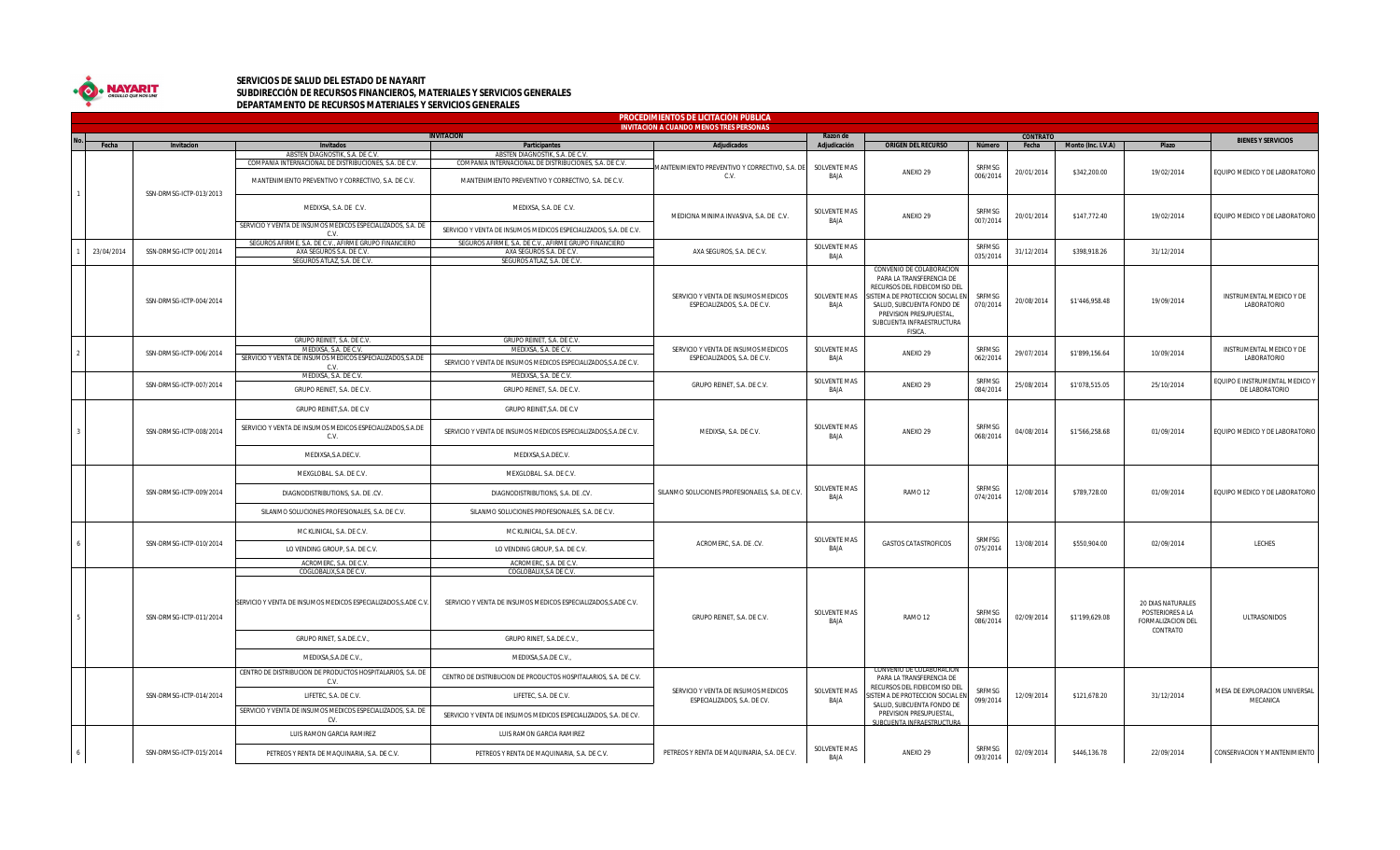**SERVICIOS DE SALUD DEL ESTADO DE NAYARIT**
**SUBDIRECCIÓN DE RECURSOS FINANCIEROS, MATERIALES Y SERVICIOS GENERALES**
**DEPARTAMENTO DE RECURSOS MATERIALES Y SERVICIOS GENERALES**

## PROCEDIMIENTOS DE LICITACIÓN PÚBLICA
### INVITACION A CUANDO MENOS TRES PERSONAS

| No. | INVITACION | | | | Adjudicados | Razon de Adjudicación | ORIGEN DEL RECURSO | CONTRATO | | | | BIENES Y SERVICIOS |
|---|---|---|---|---|---|---|---|---|---|---|---|---|
| | Fecha | Invitacion | Invitados | Participantes | | | | Número | Fecha | Monto (Inc. I.V.A) | Plazo | |
| 1 | | SSN-DRMSG-ICTP-013/2013 | ABSTEN DIAGNOSTIK, S.A. DE C.V.<br>COMPAÑIA INTERNACIONAL DE DISTRIBUCIONES, S.A. DE C.V.<br>MANTENIMIENTO PREVENTIVO Y CORRECTIVO, S.A. DE C.V. | ABSTEN DIAGNOSTIK, S.A. DE C.V.<br>COMPAÑIA INTERNACIONAL DE DISTRIBUCIONES, S.A. DE C.V.<br>MANTENIMIENTO PREVENTIVO Y CORRECTIVO, S.A. DE C.V. | MANTENIMIENTO PREVENTIVO Y CORRECTIVO, S.A. DE C.V. | SOLVENTE MAS BAJA | ANEXO 29 | SRFMSG 006/2014 | 20/01/2014 | $342,200.00 | 19/02/2014 | EQUIPO MEDICO Y DE LABORATORIO |
| | | | MEDIXSA, S.A. DE C.V.<br>SERVICIO Y VENTA DE INSUMOS MEDICOS ESPECIALIZADOS, S.A. DE C.V. | MEDIXSA, S.A. DE C.V.<br>SERVICIO Y VENTA DE INSUMOS MEDICOS ESPECIALIZADOS, S.A. DE C.V. | MEDICINA MINIMA INVASIVA, S.A. DE C.V. | SOLVENTE MAS BAJA | ANEXO 29 | SRFMSG 007/2014 | 20/01/2014 | $147,772.40 | 19/02/2014 | EQUIPO MEDICO Y DE LABORATORIO |
| 1 | 23/04/2014 | SSN-DRMSG-ICTP 001/2014 | SEGUROS AFIRME, S.A. DE C.V., AFIRME GRUPO FINANCIERO<br>AXA SEGUROS S.A. DE C.V.<br>SEGUROS ATLAZ, S.A. DE C.V. | SEGUROS AFIRME, S.A. DE C.V., AFIRME GRUPO FINANCIERO<br>AXA SEGUROS S.A. DE C.V.<br>SEGUROS ATLAZ, S.A. DE C.V. | AXA SEGUROS, S.A. DE C.V. | SOLVENTE MAS BAJA | | SRFMSG 035/2014 | 31/12/2014 | $398,918.26 | 31/12/2014 | |
| | | SSN-DRMSG-ICTP-004/2014 | | | SERVICIO Y VENTA DE INSUMOS MEDICOS ESPECIALIZADOS, S.A. DE C.V. | SOLVENTE MAS BAJA | CONVENIO DE COLABORACION PARA LA TRANSFERENCIA DE RECURSOS DEL FIDEICOMISO DEL SISTEMA DE PROTECCION SOCIAL EN SALUD, SUBCUENTA FONDO DE PREVISION PRESUPUESTAL, SUBCUENTA INFRAESTRUCTURA FISICA. | SRFMSG 070/2014 | 20/08/2014 | $1'446,958.48 | 19/09/2014 | INSTRUMENTAL MEDICO Y DE LABORATORIO |
| 2 | | SSN-DRMSG-ICTP-006/2014 | GRUPO REINET, S.A. DE C.V.<br>MEDIXSA, S.A. DE C.V.<br>SERVICIO Y VENTA DE INSUMOS MEDICOS ESPECIALIZADOS,S.A.DE C.V. | GRUPO REINET, S.A. DE C.V.<br>MEDIXSA, S.A. DE C.V.<br>SERVICIO Y VENTA DE INSUMOS MEDICOS ESPECIALIZADOS,S.A.DE C.V. | SERVICIO Y VENTA DE INSUMOS MEDICOS ESPECIALIZADOS, S.A. DE C.V. | SOLVENTE MAS BAJA | ANEXO 29 | SRFMSG 062/2014 | 29/07/2014 | $1'899,156.64 | 10/09/2014 | INSTRUMENTAL MEDICO Y DE LABORATORIO |
| | | SSN-DRMSG-ICTP-007/2014 | MEDIXSA, S.A. DE C.V.<br>GRUPO REINET, S.A. DE C.V. | MEDIXSA, S.A. DE C.V.<br>GRUPO REINET, S.A. DE C.V. | GRUPO REINET, S.A. DE C.V. | SOLVENTE MAS BAJA | ANEXO 29 | SRFMSG 084/2014 | 25/08/2014 | $1'078,515.05 | 25/10/2014 | EQUIPO E INSTRUMENTAL MEDICO Y DE LABORATORIO |
| 3 | | SSN-DRMSG-ICTP-008/2014 | GRUPO REINET,S.A. DE C.V<br>SERVICIO Y VENTA DE INSUMOS MEDICOS ESPECIALIZADOS,S.A.DE C.V.<br>MEDIXSA,S.A.DE C.V. | GRUPO REINET,S.A. DE C.V<br>SERVICIO Y VENTA DE INSUMOS MEDICOS ESPECIALIZADOS,S.A.DE C.V.<br>MEDIXSA,S.A.DE C.V. | MEDIXSA, S.A. DE C.V. | SOLVENTE MAS BAJA | ANEXO 29 | SRFMSG 068/2014 | 04/08/2014 | $1'566,258.68 | 01/09/2014 | EQUIPO MEDICO Y DE LABORATORIO |
| | | SSN-DRMSG-ICTP-009/2014 | MEXGLOBAL. S.A. DE C.V.<br>DIAGNODISTRIBUTIONS, S.A. DE .CV.<br>SILANMO SOLUCIONES PROFESIONALES, S.A. DE C.V. | MEXGLOBAL. S.A. DE C.V.<br>DIAGNODISTRIBUTIONS, S.A. DE .CV.<br>SILANMO SOLUCIONES PROFESIONALES, S.A. DE C.V. | SILANMO SOLUCIONES PROFESIONAELS, S.A. DE C.V. | SOLVENTE MAS BAJA | RAMO 12 | SRFMSG 074/2014 | 12/08/2014 | $789,728.00 | 01/09/2014 | EQUIPO MEDICO Y DE LABORATORIO |
| 6 | | SSN-DRMSG-ICTP-010/2014 | MC KLINICAL, S.A. DE C.V.<br>LO VENDING GROUP, S.A. DE C.V.<br>ACROMERC, S.A. DE C.V. | MC KLINICAL, S.A. DE C.V.<br>LO VENDING GROUP, S.A. DE C.V.<br>ACROMERC, S.A. DE C.V. | ACROMERC, S.A. DE .CV. | SOLVENTE MAS BAJA | GASTOS CATASTROFICOS | SRMFSG 075/2014 | 13/08/2014 | $550,904.00 | 02/09/2014 | LECHES |
| 5 | | SSN-DRMSG-ICTP-011/2014 | COGLOBALIX,S.A DE C.V.<br>SERVICIO Y VENTA DE INSUMOS MEDICOS ESPECIALIZADOS,S.ADE C.V.<br>GRUPO RINET, S.A.DE.C.V.,<br>MEDIXSA,S.A.DE C.V., | COGLOBALIX,S.A DE C.V.<br>SERVICIO Y VENTA DE INSUMOS MEDICOS ESPECIALIZADOS,S.ADE C.V.<br>GRUPO RINET, S.A.DE.C.V.,<br>MEDIXSA,S.A.DE C.V., | GRUPO REINET, S.A. DE C.V. | SOLVENTE MAS BAJA | RAMO 12 | SRFMSG 086/2014 | 02/09/2014 | $1'199,629.08 | 20 DIAS NATURALES POSTERIORES A LA FORMALIZACION DEL CONTRATO | ULTRASONIDOS |
| | | SSN-DRMSG-ICTP-014/2014 | CENTRO DE DISTRIBUCION DE PRODUCTOS HOSPITALARIOS, S.A. DE C.V.<br>LIFETEC, S.A. DE C.V.<br>SERVICIO Y VENTA DE INSUMOS MEDICOS ESPECIALIZADOS, S.A. DE CV. | CENTRO DE DISTRIBUCION DE PRODUCTOS HOSPITALARIOS, S.A. DE C.V.<br>LIFETEC, S.A. DE C.V.<br>SERVICIO Y VENTA DE INSUMOS MEDICOS ESPECIALIZADOS, S.A. DE CV. | SERVICIO Y VENTA DE INSUMOS MEDICOS ESPECIALIZADOS, S.A. DE CV. | SOLVENTE MAS BAJA | CONVENIO DE COLABORACION PARA LA TRANSFERENCIA DE RECURSOS DEL FIDEICOMISO DEL SISTEMA DE PROTECCION SOCIAL EN SALUD, SUBCUENTA FONDO DE PREVISION PRESUPUESTAL, SUBCUENTA INFRAESTRUCTURA | SRFMSG 099/2014 | 12/09/2014 | $121,678.20 | 31/12/2014 | MESA DE EXPLORACION UNIVERSAL MECANICA |
| 6 | | SSN-DRMSG-ICTP-015/2014 | LUIS RAMON GARCIA RAMIREZ<br>PETREOS Y RENTA DE MAQUINARIA, S.A. DE C.V. | LUIS RAMON GARCIA RAMIREZ<br>PETREOS Y RENTA DE MAQUINARIA, S.A. DE C.V. | PETREOS Y RENTA DE MAQUINARIA, S.A. DE C.V. | SOLVENTE MAS BAJA | ANEXO 29 | SRFMSG 093/2014 | 02/09/2014 | $446,136.78 | 22/09/2014 | CONSERVACION Y MANTENIMIENTO |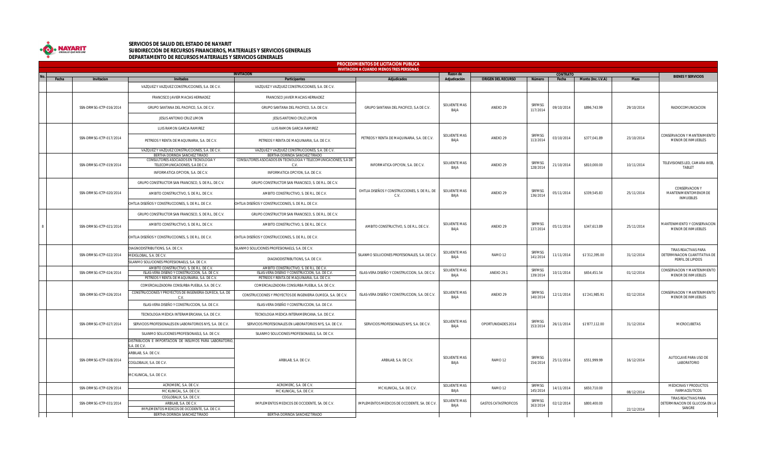**SERVICIOS DE SALUD DEL ESTADO DE NAYARIT**
**SUBDIRECCIÓN DE RECURSOS FINANCIEROS, MATERIALES Y SERVICIOS GENERALES**
**DEPARTAMENTO DE RECURSOS MATERIALES Y SERVICIOS GENERALES**

## PROCEDIMIENTOS DE LICITACIÓN PÚBLICA
### INVITACION A CUANDO MENOS TRES PERSONAS

| No. | INVITACION | | | | | Razon de Adjudicación | ORIGEN DEL RECURSO | CONTRATO | | | | BIENES Y SERVICIOS |
|---|---|---|---|---|---|---|---|---|---|---|---|---|
| | Fecha | Invitacion | Invitados | Participantes | Adjudicados | | | Número | Fecha | Monto (Inc. I.V.A) | Plazo | |
| | | | VAZQUEZ Y VAZQUEZ CONSTRUCCIONES, S.A. DE C.V. | VAZQUEZ Y VAZQUEZ CONSTRUCCIONES, S.A. DE C.V. | | | | | | | | |
| | | SSN-DRMSG-ICTP-016/2014 | FRANCISCO JAVIER MACIAS HERNADEZ<br>GRUPO SANTANA DEL PACIFICO, S.A. DE C.V.<br>JESUS ANTONIO CRUZ LIMON | FRANCISCO JAVIER MACIAS HERNADEZ<br>GRUPO SANTANA DEL PACIFICO, S.A. DE C.V.<br>JESUS ANTONIO CRUZ LIMON | GRUPO SANTANA DEL PACIFICO, S.A DE C.V. | SOLVENTE MAS BAJA | ANEXO 29 | SRFMSG 117/2014 | 09/10/2014 | $896,743.99 | 29/10/2014 | RADIOCOMUNICACION |
| | | SSN-DRMSG-ICTP-017/2014 | LUIS RAMON GARCIA RAMIREZ<br>PETREOS Y RENTA DE MAQUINARIA, S.A. DE C.V.<br>VAZQUEZ Y VAZQUEZ CONSTRUCCIONES, S.A. DE C.V. | LUIS RAMON GARCIA RAMIREZ<br>PETREOS Y RENTA DE MAQUINARIA, S.A. DE C.V.<br>VAZQUEZ Y VAZQUEZ CONSTRUCCIONES, S.A. DE C.V. | PETREOS Y RENTA DE MAQUINARIA, S.A. DE C.V. | SOLVENTE MAS BAJA | ANEXO 29 | SRFMSG 113/2014 | 03/10/2014 | $377,041.89 | 23/10/2014 | CONSERVACION Y MANTENIMIENTO MENOR DE INMUEBLES |
| | | SSN-DRMSG-ICTP-019/2014 | BERTHA DORINDA SANCHEZ TIRADO<br>CONSULTORES ASOCIADOS EN TECNOLOGIA Y TELECOMUNICACIONES, S.A DE C.V.<br>INFORMATICA OPCYON, S.A. DE C.V. | BERTHA DORINDA SANCHEZ TIRADO<br>CONSULTORES ASOCIADOS EN TECNOLOGIA Y TELECOMUNICACIONES, S.A DE C.V.<br>INFORMATICA OPCYON, S.A. DE C.V. | INFORMATICA OPCYON, S.A. DE C.V. | SOLVENTE MAS BAJA | ANEXO 29 | SRFMSG 128/2014 | 21/10/2014 | $810,000.00 | 10/11/2014 | TELEVISIONES LED, CAMARA WEB, TABLET |
| | | SSN-DRMSG-ICTP-020/2014 | GRUPO CONSTRUCTOR SAN FRANCISCO, S. DE R.L. DE C.V.<br>AMBITO CONSTRUCTIVO, S. DE R.L. DE C.V.<br>OHTLIA DISEÑOS Y CONSTRUCCIONES, S. DE R.L. DE C.V. | GRUPO CONSTRUCTOR SAN FRANCISCO, S. DE R.L. DE C.V.<br>AMBITO CONSTRUCTIVO, S. DE R.L. DE C.V.<br>OHTLIA DISEÑOS Y CONSTRUCCIONES, S. DE R.L. DE C.V. | OHTLIA DISEÑOS Y CONSTRUCCIONES, S. DE R.L. DE C.V. | SOLVENTE MAS BAJA | ANEXO 29 | SRFMSG 136/2014 | 05/11/2014 | $339,545.83 | 25/11/2014 | CONSERVACION Y MANTENIMIENTO MENOR DE INMUEBLES |
| 8 | | SSN-DRMSG-ICTP-021/2014 | GRUPO CONSTRUCTOR SAN FRANCISCO, S. DE R.L. DE C.V.<br>AMBITO CONSTRUCTIVO, S. DE R.L. DE C.V.<br>OHTLIA DISEÑOS Y CONSTRUCCIONES, S. DE R.L. DE C.V. | GRUPO CONSTRUCTOR SAN FRANCISCO, S. DE R.L. DE C.V.<br>AMBITO CONSTRUCTIVO, S. DE R.L. DE C.V.<br>OHTLIA DISEÑOS Y CONSTRUCCIONES, S. DE R.L. DE C.V. | AMBITO CONSTRUCTIVO, S. DE R.L. DE C.V. | SOLVENTE MAS BAJA | ANEXO 29 | SRFMSG 137/2014 | 05/11/2014 | $347,613.89 | 25/11/2014 | MANTENIMIENTO Y CONSERVACION MENOR DE INMUEBLES |
| | | SSN-DRMSG-ICTP-022/2014 | DIAGNODISTRIBUTIONS, S.A. DE C.V.<br>MEXGLOBAL, S.A. DE C.V.<br>SILANMO SOLUCIONES PROFESIONAELS, S.A. DE C.V. | SILANMO SOLUCIONES PROFESIONAELS, S.A. DE C.V.<br>DIAGNODISTRIBUTIONS, S.A. DE C.V. | SILANMO SOLUCIONES PROFESIONAELS, S.A. DE C.V. | SOLVENTE MAS BAJA | RAMO 12 | SRFMSG 141/2014 | 11/11/2014 | $1'312,395.00 | 31/12/2014 | TIRAS REACTIVAS PARA DETERMINACION CUANTITATIVA DE PERFIL DE LIPIDOS |
| | | SSN-DRMSG-ICTP-024/2014 | AMBITO CONSTRUCTIVO, S. DE R.L. DE C.V.<br>ISLAS-VERA DISEÑO Y CONSTRUCCION, S.A. DE C.V.<br>PETREOS Y RENTA DE MAQUINARIA, S.A. DE C.V. | AMBITO CONSTRUCTIVO, S. DE R.L. DE C.V.<br>ISLAS-VERA DISEÑO Y CONSTRUCCION, S.A. DE C.V.<br>PETREOS Y RENTA DE MAQUINARIA, S.A. DE C.V. | ISLAS-VERA DISEÑO Y CONSTRUCCION, S.A. DE C.V. | SOLVENTE MAS BAJA | ANEXO 29.1 | SRFMSG 139/2014 | 10/11/2014 | $654,451.54 | 01/12/2014 | CONSERVACION Y MANTENIMIENTO MENOR DE INMUEBLES |
| | | SSN-DRMSG-ICTP-026/2014 | COMERCIALIZADORA CONSURBA PUEBLA, S.A. DE C.V.<br>CONSTRUCCIONES Y PROYECTOS DE INGENIERIA OLMECA, S.A. DE C.V.<br>ISLAS-VERA DISEÑO Y CONSTRUCCION, S.A. DE C.V. | COMERCIALIZADORA CONSURBA PUEBLA, S.A. DE C.V.<br>CONSTRUCCIONES Y PROYECTOS DE INGENIERIA OLMECA, S.A. DE C.V.<br>ISLAS-VERA DISEÑO Y CONSTRUCCION, S.A. DE C.V. | ISLAS-VERA DISEÑO Y CONSTRUCCION, S.A. DE C.V. | SOLVENTE MAS BAJA | ANEXO 29 | SRFMSG 140/2014 | 12/11/2014 | $1'241,985.91 | 02/12/2014 | CONSERVACION Y MANTENIMIENTO MENOR DE INMUEBLES |
| | | SSN-DRMSG-ICTP-027/2014 | TECNOLOGIA MEDICA INTERAMERICANA, S.A. DE C.V.<br>SERVICIOS PROFESIONALES EN LABORATORIOS NYS, S.A. DE C.V.<br>SILANMO SOLUCIONES PROFESIONAELS, S.A. DE C.V. | TECNOLOGIA MEDICA INTERAMERICANA, S.A. DE C.V.<br>SERVICIOS PROFESIONALES EN LABORATORIOS NYS, S.A. DE C.V.<br>SILANMO SOLUCIONES PROFESIONAELS, S.A. DE C.V. | SERVICIOS PROFESIONALES NYS, S.A. DE C.V. | SOLVENTE MAS BAJA | OPORTUNIDADES 2014 | SRFMSG 153/2014 | 26/11/2014 | $1'877,112.00 | 31/12/2014 | MICROCUBETAS |
| | | SSN-DRMSG-ICTP-028/2014 | DISTRIBUCION E IMPORTACION DE INSUMOS PARA LABORATORIO, S.A. DE C.V.<br>ARBILAB, S.A. DE C.V.<br>COGLOBALIX, S.A. DE C.V.<br>MC KLINICAL, S.A. DE C.V. | ARBILAB, S.A. DE C.V. | ARBILAB, S.A. DE C.V. | SOLVENTE MAS BAJA | RAMO 12 | SRFMSG 154/2014 | 25/11/2014 | $551,999.99 | 16/12/2014 | AUTOCLAVE PARA USO DE LABORATORIO |
| | | SSN-DRMSG-ICTP-029/2014 | ACROMERC, S.A. DE C.V.<br>MC KLINICAL, S.A. DE C.V. | ACROMERC, S.A. DE C.V.<br>MC KLINICAL, S.A. DE C.V. | MC KLINICAL, S.A. DE C.V. | SOLVENTE MAS BAJA | RAMO 12 | SRFMSG 145/2014 | 14/11/2014 | $650,710.00 | 08/12/2014 | MEDICINAS Y PRODUCTOS FARMACEUTICOS |
| | | SSN-DRMSG-ICTP-031/2014 | COGLOBALIX, S.A. DE C.V.<br>ARBILAB, S.A. DE C.V.<br>IMPLEMENTOS MEDICOS DE OCCIDENTE, S.A. DE C.V. | IMPLEMENTOS MEDICOS DE OCCIDENTE, SA. DE C.V. | IMPLEMENTOS MEDICOS DE OCCIDENTE, SA. DE C.V. | SOLVENTE MAS BAJA | GASTOS CATASTROFICOS | SRFMSG 163/2014 | 02/12/2014 | $800,400.00 | 22/12/2014 | TIRAS REACTIVAS PARA DETERMINACION DE GLUCOSA EN LA SANGRE |
| | | | BERTHA DORINDA SANCHEZ TIRADO | BERTHA DORINDA SANCHEZ TIRADO | | | | | | | | |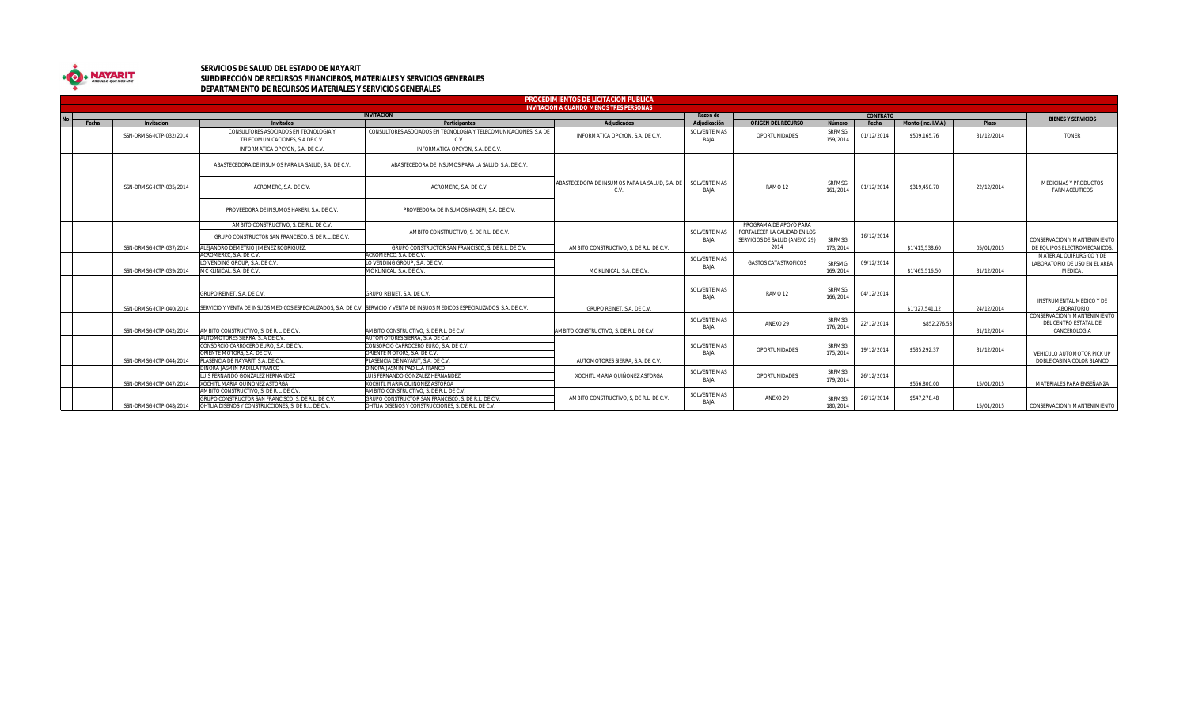**SERVICIOS DE SALUD DEL ESTADO DE NAYARIT**
**SUBDIRECCIÓN DE RECURSOS FINANCIEROS, MATERIALES Y SERVICIOS GENERALES**
**DEPARTAMENTO DE RECURSOS MATERIALES Y SERVICIOS GENERALES**

**PROCEDIMIENTOS DE LICITACIÓN PUBLICA**
**INVITACION A CUANDO MENOS TRES PERSONAS**

| No. | INVITACION | | | | | Razon de | CONTRATO | | | | | BIENES Y SERVICIOS |
|---|---|---|---|---|---|---|---|---|---|---|---|---|
| | Fecha | Invitacion | Invitados | Participantes | Adjudicados | Adjudicación | ORIGEN DEL RECURSO | Numero | Fecha | Monto (Inc. I.V.A) | Plazo | |
| | | SSN-DRMSG-ICTP-032/2014 | CONSULTORES ASOCIADOS EN TECNOLOGIA Y TELECOMUNICACIONES, S.A DE C.V.<br>INFORMATICA OPCYON, S.A. DE C.V. | CONSULTORES ASOCIADOS EN TECNOLOGIA Y TELECOMUNICACIONES, S.A DE C.V.<br>INFORMATICA OPCYON, S.A. DE C.V. | INFORMATICA OPCYON, S.A. DE C.V. | SOLVENTE MAS BAJA | OPORTUNIDADES | SRFMSG 159/2014 | 01/12/2014 | $509,165.76 | 31/12/2014 | TONER |
| | | SSN-DRMSG-ICTP-035/2014 | ABASTECEDORA DE INSUMOS PARA LA SALUD, S.A. DE C.V.<br>ACROMERC, S.A. DE C.V.<br>PROVEEDORA DE INSUMOS HAKERI, S.A. DE C.V. | ABASTECEDORA DE INSUMOS PARA LA SALUD, S.A. DE C.V.<br>ACROMERC, S.A. DE C.V.<br>PROVEEDORA DE INSUMOS HAKERI, S.A. DE C.V. | ABASTECEDORA DE INSUMOS PARA LA SALUD, S.A. DE C.V. | SOLVENTE MAS BAJA | RAMO 12 | SRFMSG 161/2014 | 01/12/2014 | $319,450.70 | 22/12/2014 | MEDICINAS Y PRODUCTOS FARMACEUTICOS |
| | | SSN-DRMSG-ICTP-037/2014 | AMBITO CONSTRUCTIVO, S. DE R.L. DE C.V.<br>GRUPO CONSTRUCTOR SAN FRANCISCO, S. DE R.L. DE C.V.<br>ALEJANDRO DEMETRIO JIMENEZ RODRIGUEZ. | AMBITO CONSTRUCTIVO, S. DE R.L. DE C.V.<br>GRUPO CONSTRUCTOR SAN FRANCISCO, S. DE R.L. DE C.V. | AMBITO CONSTRUCTIVO, S. DE R.L. DE C.V. | SOLVENTE MAS BAJA | PROGRAMA DE APOYO PARA FORTALECER LA CALIDAD EN LOS SERVICIOS DE SALUD (ANEXO 29) 2014 | SRFMSG 173/2014 | 16/12/2014 | $1'415,538.60 | 05/01/2015 | CONSERVACION Y MANTENIMIENTO DE EQUIPOS ELECTROMECANICOS. |
| | | SSN-DRMSG-ICTP-039/2014 | ACROMERC, S.A. DE C.V.<br>LO VENDING GROUP, S.A. DE C.V.<br>MC KLINICAL, S.A. DE C.V. | ACROMERC, S.A. DE C.V.<br>LO VENDING GROUP, S.A. DE C.V.<br>MC KLINICAL, S.A. DE C.V. | MC KLINICAL, S.A. DE C.V. | SOLVENTE MAS BAJA | GASTOS CATASTROFICOS | SRFSMG 169/2014 | 09/12/2014 | $1'465,516.50 | 31/12/2014 | MATERIAL QUIRURGICO Y DE LABORATORIO DE USO EN EL AREA MEDICA. |
| | | SSN-DRMSG-ICTP-040/2014 | GRUPO REINET, S.A. DE C.V.<br>SERVICIO Y VENTA DE INSUMOS MEDICOS ESPECIALIZADOS, S.A. DE C.V. | GRUPO REINET, S.A. DE C.V.<br>SERVICIO Y VENTA DE INSUMOS MEDICOS ESPECIALIZADOS, S.A. DE C.V. | GRUPO REINET, S.A. DE C.V. | SOLVENTE MAS BAJA | RAMO 12 | SRFMSG 166/2014 | 04/12/2014 | $1'327,541.12 | 24/12/2014 | INSTRUMENTAL MEDICO Y DE LABORATORIO |
| | | SSN-DRMSG-ICTP-042/2014 | AMBITO CONSTRUCTIVO, S. DE R.L. DE C.V. | AMBITO CONSTRUCTIVO, S. DE R.L. DE C.V. | AMBITO CONSTRUCTIVO, S. DE R.L. DE C.V. | SOLVENTE MAS BAJA | ANEXO 29 | SRFMSG 176/2014 | 22/12/2014 | $852,276.53 | 31/12/2014 | CONSERVACION Y MANTENIMIENTO DEL CENTRO ESTATAL DE CANCEROLOGIA |
| | | SSN-DRMSG-ICTP-044/2014 | AUTOMOTORES SIERRA, S.A DE C.V.<br>CONSORCIO CARROCERO EURO, S.A. DE C.V.<br>ORIENTE MOTORS, S.A. DE C.V.<br>PLASENCIA DE NAYARIT, S.A. DE C.V. | AUTOMOTORES SIERRA, S.A DE C.V.<br>CONSORCIO CARROCERO EURO, S.A. DE C.V.<br>ORIENTE MOTORS, S.A. DE C.V.<br>PLASENCIA DE NAYARIT, S.A. DE C.V. | AUTOMOTORES SIERRA, S.A. DE C.V. | SOLVENTE MAS BAJA | OPORTUNIDADES | SRFMSG 175/2014 | 19/12/2014 | $535,292.37 | 31/12/2014 | VEHICULO AUTOMOTOR PICK UP DOBLE CABINA COLOR BLANCO |
| | | SSN-DRMSG-ICTP-047/2014 | DINORA JASMIN PADILLA FRANCO<br>LUIS FERNANDO GONZALEZ HERNANDEZ<br>XOCHITL MARIA QUIÑONEZ ASTORGA | DINORA JASMIN PADILLA FRANCO<br>LUIS FERNANDO GONZALEZ HERNANDEZ<br>XOCHITL MARIA QUIÑONEZ ASTORGA | XOCHITL MARIA QUIÑONEZ ASTORGA | SOLVENTE MAS BAJA | OPORTUNIDADES | SRFMSG 179/2014 | 26/12/2014 | $556,800.00 | 15/01/2015 | MATERIALES PARA ENSEÑANZA |
| | | SSN-DRMSG-ICTP-048/2014 | AMBITO CONSTRUCTIVO, S. DE R.L. DE C.V.<br>GRUPO CONSTRUCTOR SAN FRANCISCO, S. DE R.L. DE C.V.<br>OHTLIA DISEÑOS Y CONSTRUCCIONES, S. DE R.L. DE C.V. | AMBITO CONSTRUCTIVO, S. DE R.L. DE C.V.<br>GRUPO CONSTRUCTOR SAN FRANCISCO, S. DE R.L. DE C.V.<br>OHTLIA DISEÑOS Y CONSTRUCCIONES, S. DE R.L. DE C.V. | AMBITO CONSTRUCTIVO, S. DE R.L. DE C.V. | SOLVENTE MAS BAJA | ANEXO 29 | SRFMSG 180/2014 | 26/12/2014 | $547,278.48 | 15/01/2015 | CONSERVACION Y MANTENIMIENTO |